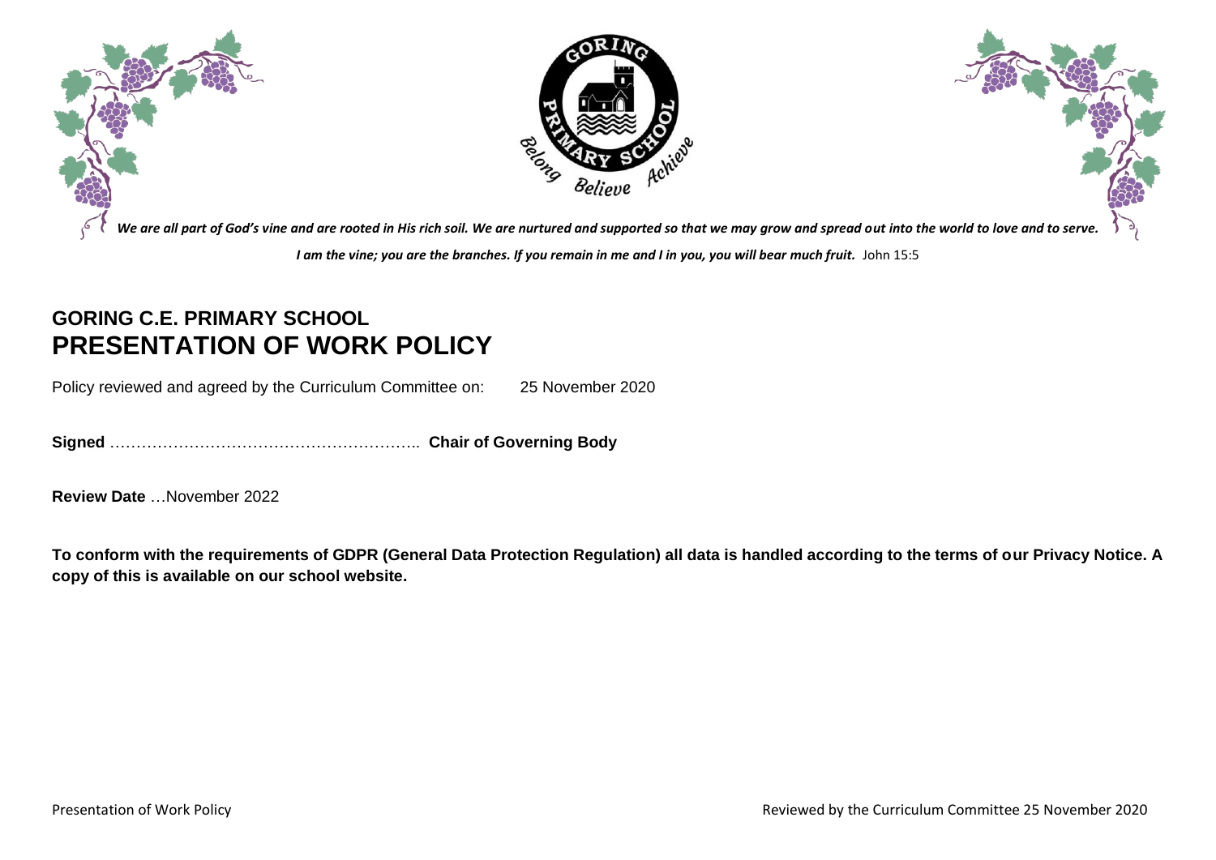*We are all part of God's vine and are rooted in His rich soil. We are nurtured and supported so that we may grow and spread out into the world to love and to serve.*

***I am the vine; you are the branches. If you remain in me and I in you, you will bear much fruit.*** John 15:5

## GORING C.E. PRIMARY SCHOOL
# PRESENTATION OF WORK POLICY

Policy reviewed and agreed by the Curriculum Committee on: 25 November 2020

**Signed** ………………………………………………….. **Chair of Governing Body**

**Review Date** …November 2022

**To conform with the requirements of GDPR (General Data Protection Regulation) all data is handled according to the terms of our Privacy Notice. A copy of this is available on our school website.**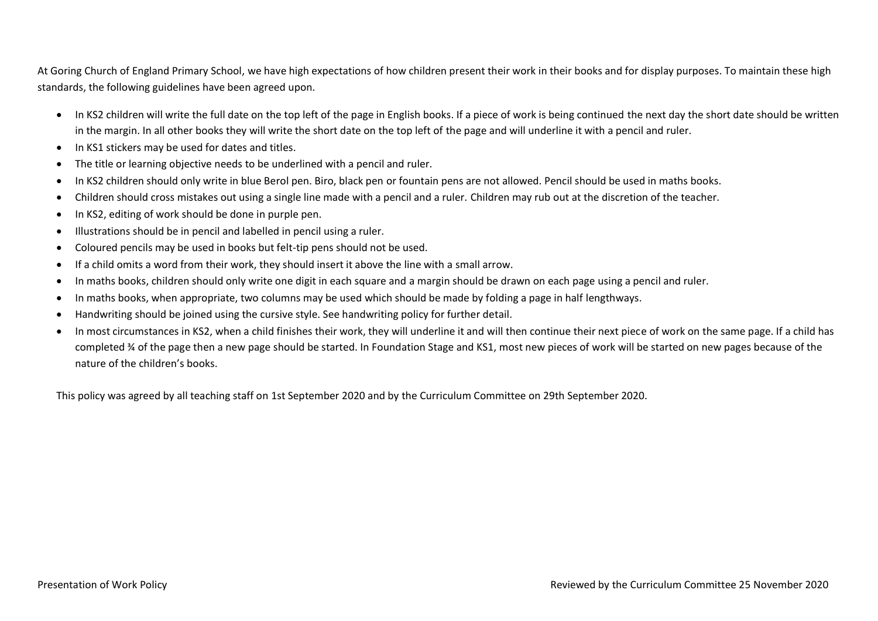At Goring Church of England Primary School, we have high expectations of how children present their work in their books and for display purposes. To maintain these high standards, the following guidelines have been agreed upon.

- In KS2 children will write the full date on the top left of the page in English books. If a piece of work is being continued the next day the short date should be written in the margin. In all other books they will write the short date on the top left of the page and will underline it with a pencil and ruler.
- In KS1 stickers may be used for dates and titles.
- The title or learning objective needs to be underlined with a pencil and ruler.
- In KS2 children should only write in blue Berol pen. Biro, black pen or fountain pens are not allowed. Pencil should be used in maths books.
- Children should cross mistakes out using a single line made with a pencil and a ruler. Children may rub out at the discretion of the teacher.
- In KS2, editing of work should be done in purple pen.
- Illustrations should be in pencil and labelled in pencil using a ruler.
- Coloured pencils may be used in books but felt-tip pens should not be used.
- If a child omits a word from their work, they should insert it above the line with a small arrow.
- In maths books, children should only write one digit in each square and a margin should be drawn on each page using a pencil and ruler.
- In maths books, when appropriate, two columns may be used which should be made by folding a page in half lengthways.
- Handwriting should be joined using the cursive style. See handwriting policy for further detail.
- In most circumstances in KS2, when a child finishes their work, they will underline it and will then continue their next piece of work on the same page. If a child has completed ¾ of the page then a new page should be started. In Foundation Stage and KS1, most new pieces of work will be started on new pages because of the nature of the children's books.

This policy was agreed by all teaching staff on 1st September 2020 and by the Curriculum Committee on 29th September 2020.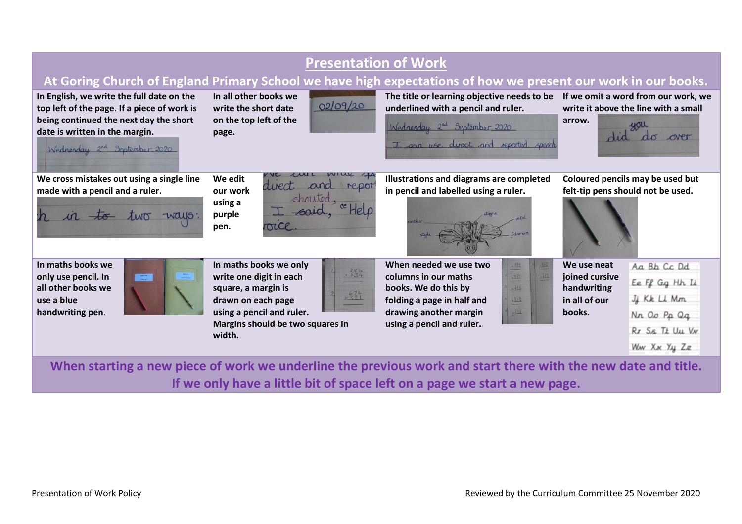# Presentation of Work

## At Goring Church of England Primary School we have high expectations of how we present our work in our books.

**In English, we write the full date on the top left of the page. If a piece of work is being continued the next day the short date is written in the margin.**

**In all other books we write the short date on the top left of the page.**

**The title or learning objective needs to be underlined with a pencil and ruler.**

**If we omit a word from our work, we write it above the line with a small arrow.**

**We cross mistakes out using a single line made with a pencil and a ruler.**

**We edit our work using a purple pen.**

**Illustrations and diagrams are completed in pencil and labelled using a ruler.**

**Coloured pencils may be used but felt-tip pens should not be used.**

**In maths books we only use pencil. In all other books we use a blue handwriting pen.**

**In maths books we only write one digit in each square, a margin is drawn on each page using a pencil and ruler. Margins should be two squares in width.**

**When needed we use two columns in our maths books. We do this by folding a page in half and drawing another margin using a pencil and ruler.**

**We use neat joined cursive handwriting in all of our books.**

**When starting a new piece of work we underline the previous work and start there with the new date and title. If we only have a little bit of space left on a page we start a new page.**

Presentation of Work Policy

Reviewed by the Curriculum Committee 25 November 2020